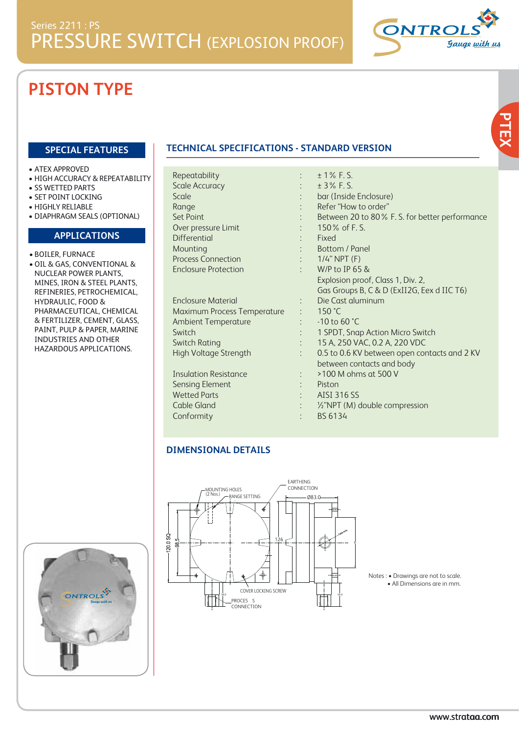Series 2211 : PS

# PRESSURE SWITCH (EXPLOSION PROOF)

## PISTON TYPE

### SPECIAL FEATURES

- ATEX APPROVED
- HIGH ACCURACY & REPEATABILITY
- SS WETTED PARTS
- SET POINT LOCKING
- HIGHLY RELIABLE
- DIAPHRAGM SEALS (OPTIONAL)

### APPLICATIONS

- BOILER, FURNACE
- OIL & GAS, CONVENTIONAL & NUCLEAR POWER PLANTS, MINES, IRON & STEEL PLANTS, REFINERIES, PETROCHEMICAL, HYDRAULIC, FOOD & PHARMACEUTICAL, CHEMICAL & FERTILIZER, CEMENT, GLASS, PAINT, PULP & PAPER, MARINE INDUSTRIES AND OTHER HAZARDOUS APPLICATIONS.

### TECHNICAL SPECIFICATIONS - STANDARD VERSION

| | | |
|---|---|---|
| Repeatability | : | ± 1% F. S. |
| Scale Accuracy | : | ± 3% F. S. |
| Scale | : | bar (Inside Enclosure) |
| Range | : | Refer "How to order" |
| Set Point | : | Between 20 to 80% F. S. for better performance |
| Over pressure Limit | : | 150% of F. S. |
| Differential | : | Fixed |
| Mounting | : | Bottom / Panel |
| Process Connection | : | 1/4" NPT (F) |
| Enclosure Protection | : | W/P to IP 65 & Explosion proof, Class 1, Div. 2, Gas Groups B, C & D (ExII2G, Eex d IIC T6) |
| Enclosure Material | : | Die Cast aluminum |
| Maximum Process Temperature | : | 150 °C |
| Ambient Temperature | : | -10 to 60 °C |
| Switch | : | 1 SPDT, Snap Action Micro Switch |
| Switch Rating | : | 15 A, 250 VAC, 0.2 A, 220 VDC |
| High Voltage Strength | : | 0.5 to 0.6 KV between open contacts and 2 KV between contacts and body |
| Insulation Resistance | : | >100 M ohms at 500 V |
| Sensing Element | : | Piston |
| Wetted Parts | : | AISI 316 SS |
| Cable Gland | : | ½"NPT (M) double compression |
| Conformity | : | BS 6134 |

### DIMENSIONAL DETAILS

MOUNTING HOLES (2 Nos.), RANGE SETTING, EARTHING CONNECTION, Ø83.0, 120.0 SQ, 98.5, 126, COVER LOCKING SCREW, PROCESS CONNECTION

Notes : • Drawings are not to scale.
• All Dimensions are in mm.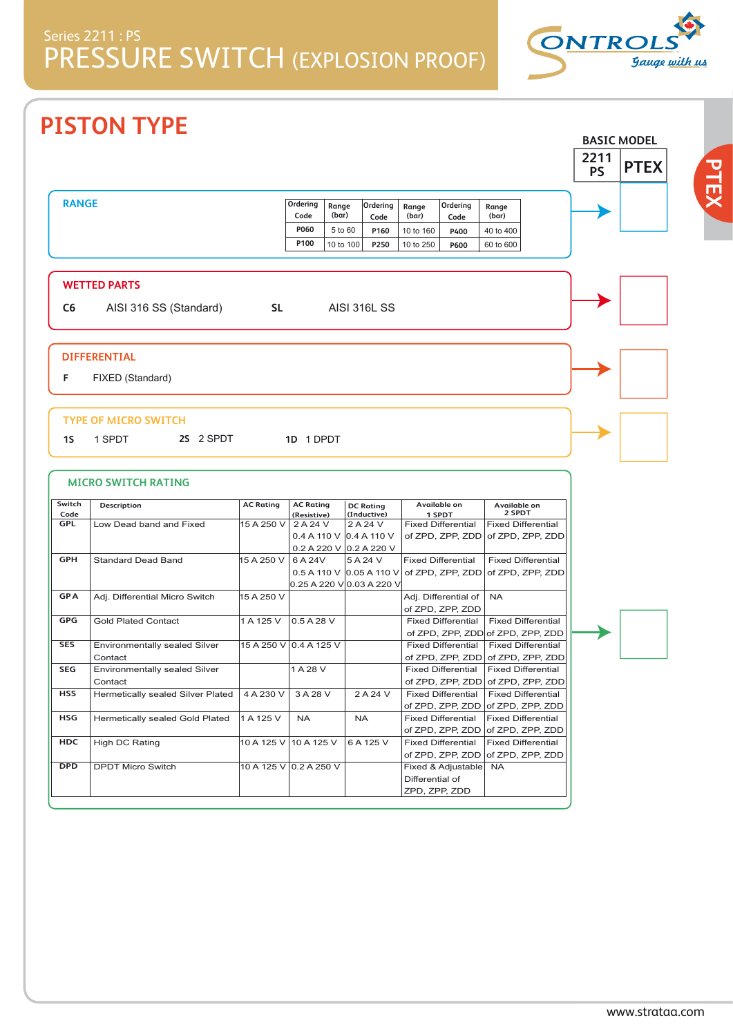Series 2211 : PS

# PRESSURE SWITCH (EXPLOSION PROOF)

## PISTON TYPE

BASIC MODEL

| 2211 PS | PTEX |
|---|---|

### RANGE

| Ordering Code | Range (bar) | Ordering Code | Range (bar) | Ordering Code | Range (bar) |
|---|---|---|---|---|---|
| P060 | 5 to 60 | P160 | 10 to 160 | P400 | 40 to 400 |
| P100 | 10 to 100 | P250 | 10 to 250 | P600 | 60 to 600 |

### WETTED PARTS

**C6** AISI 316 SS (Standard) **SL** AISI 316L SS

### DIFFERENTIAL

**F** FIXED (Standard)

### TYPE OF MICRO SWITCH

**1S** 1 SPDT **2S** 2 SPDT **1D** 1 DPDT

### MICRO SWITCH RATING

| Switch Code | Description | AC Rating | AC Rating (Resistive) | DC Rating (Inductive) | Available on 1 SPDT | Available on 2 SPDT |
|---|---|---|---|---|---|---|
| GPL | Low Dead band and Fixed | 15 A 250 V | 2 A 24 V<br>0.4 A 110 V<br>0.2 A 220 V | 2 A 24 V<br>0.4 A 110 V<br>0.2 A 220 V | Fixed Differential of ZPD, ZPP, ZDD | Fixed Differential of ZPD, ZPP, ZDD |
| GPH | Standard Dead Band | 15 A 250 V | 6 A 24V<br>0.5 A 110 V<br>0.25 A 220 V | 5 A 24 V<br>0.05 A 110 V<br>0.03 A 220 V | Fixed Differential of ZPD, ZPP, ZDD | Fixed Differential of ZPD, ZPP, ZDD |
| GPA | Adj. Differential Micro Switch | 15 A 250 V | | | Adj. Differential of of ZPD, ZPP, ZDD | NA |
| GPG | Gold Plated Contact | 1 A 125 V | 0.5 A 28 V | | Fixed Differential of ZPD, ZPP, ZDD | Fixed Differential of ZPD, ZPP, ZDD |
| SES | Environmentally sealed Silver Contact | 15 A 250 V | 0.4 A 125 V | | Fixed Differential of ZPD, ZPP, ZDD | Fixed Differential of ZPD, ZPP, ZDD |
| SEG | Environmentally sealed Silver Contact | | 1 A 28 V | | Fixed Differential of ZPD, ZPP, ZDD | Fixed Differential of ZPD, ZPP, ZDD |
| HSS | Hermetically sealed Silver Plated | 4 A 230 V | 3 A 28 V | 2 A 24 V | Fixed Differential of ZPD, ZPP, ZDD | Fixed Differential of ZPD, ZPP, ZDD |
| HSG | Hermetically sealed Gold Plated | 1 A 125 V | NA | NA | Fixed Differential of ZPD, ZPP, ZDD | Fixed Differential of ZPD, ZPP, ZDD |
| HDC | High DC Rating | 10 A 125 V | 10 A 125 V | 6 A 125 V | Fixed Differential of ZPD, ZPP, ZDD | Fixed Differential of ZPD, ZPP, ZDD |
| DPD | DPDT Micro Switch | 10 A 125 V | 0.2 A 250 V | | Fixed & Adjustable Differential of ZPD, ZPP, ZDD | NA |

www.strataa.com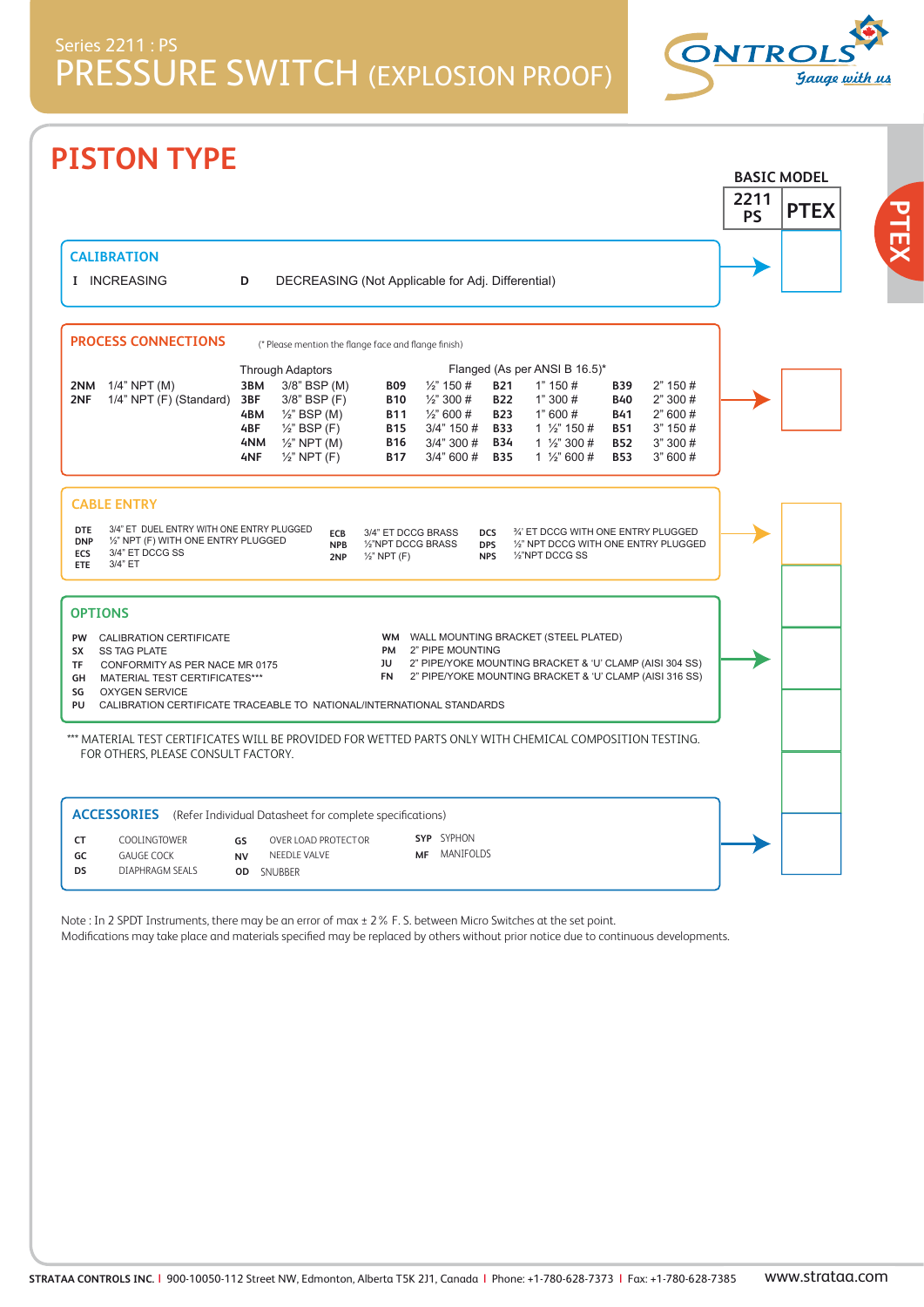Series 2211 : PS

# PRESSURE SWITCH (EXPLOSION PROOF)

## PISTON TYPE

BASIC MODEL

| 2211 PS | PTEX |
|---|---|

### CALIBRATION

I INCREASING D DECREASING (Not Applicable for Adj. Differential)

### PROCESS CONNECTIONS

(* Please mention the flange face and flange finish)

| | | Through Adaptors | | Flanged (As per ANSI B 16.5)* | | | | | |
|---|---|---|---|---|---|---|---|---|---|
| 2NM | 1/4" NPT (M) | 3BM | 3/8" BSP (M) | B09 | ½" 150 # | B21 | 1" 150 # | B39 | 2" 150 # |
| 2NF | 1/4" NPT (F) (Standard) | 3BF | 3/8" BSP (F) | B10 | ½" 300 # | B22 | 1" 300 # | B40 | 2" 300 # |
| | | 4BM | ½" BSP (M) | B11 | ½" 600 # | B23 | 1" 600 # | B41 | 2" 600 # |
| | | 4BF | ½" BSP (F) | B15 | 3/4" 150 # | B33 | 1 ½" 150 # | B51 | 3" 150 # |
| | | 4NM | ½" NPT (M) | B16 | 3/4" 300 # | B34 | 1 ½" 300 # | B52 | 3" 300 # |
| | | 4NF | ½" NPT (F) | B17 | 3/4" 600 # | B35 | 1 ½" 600 # | B53 | 3" 600 # |

### CABLE ENTRY

| | | | | | |
|---|---|---|---|---|---|
| DTE | 3/4" ET DUEL ENTRY WITH ONE ENTRY PLUGGED | ECB | 3/4" ET DCCG BRASS | DCS | ¾" ET DCCG WITH ONE ENTRY PLUGGED |
| DNP | ½" NPT (F) WITH ONE ENTRY PLUGGED | NPB | ½"NPT DCCG BRASS | DPS | ½" NPT DCCG WITH ONE ENTRY PLUGGED |
| ECS | 3/4" ET DCCG SS | 2NP | ½" NPT (F) | NPS | ½"NPT DCCG SS |
| ETE | 3/4" ET | | | | |

### OPTIONS

| | | | |
|---|---|---|---|
| PW | CALIBRATION CERTIFICATE | WM | WALL MOUNTING BRACKET (STEEL PLATED) |
| SX | SS TAG PLATE | PM | 2" PIPE MOUNTING |
| TF | CONFORMITY AS PER NACE MR 0175 | JU | 2" PIPE/YOKE MOUNTING BRACKET & 'U' CLAMP (AISI 304 SS) |
| GH | MATERIAL TEST CERTIFICATES*** | FN | 2" PIPE/YOKE MOUNTING BRACKET & 'U' CLAMP (AISI 316 SS) |
| SG | OXYGEN SERVICE | | |
| PU | CALIBRATION CERTIFICATE TRACEABLE TO NATIONAL/INTERNATIONAL STANDARDS | | |

*** MATERIAL TEST CERTIFICATES WILL BE PROVIDED FOR WETTED PARTS ONLY WITH CHEMICAL COMPOSITION TESTING. FOR OTHERS, PLEASE CONSULT FACTORY.

### ACCESSORIES

(Refer Individual Datasheet for complete specifications)

| | | | | | |
|---|---|---|---|---|---|
| CT | COOLINGTOWER | GS | OVER LOAD PROTECTOR | SYP | SYPHON |
| GC | GAUGE COCK | NV | NEEDLE VALVE | MF | MANIFOLDS |
| DS | DIAPHRAGM SEALS | OD | SNUBBER | | |

Note : In 2 SPDT Instruments, there may be an error of max ± 2% F. S. between Micro Switches at the set point.
Modifications may take place and materials specified may be replaced by others without prior notice due to continuous developments.

STRATAA CONTROLS INC. | 900-10050-112 Street NW, Edmonton, Alberta T5K 2J1, Canada | Phone: +1-780-628-7373 | Fax: +1-780-628-7385 www.strataa.com